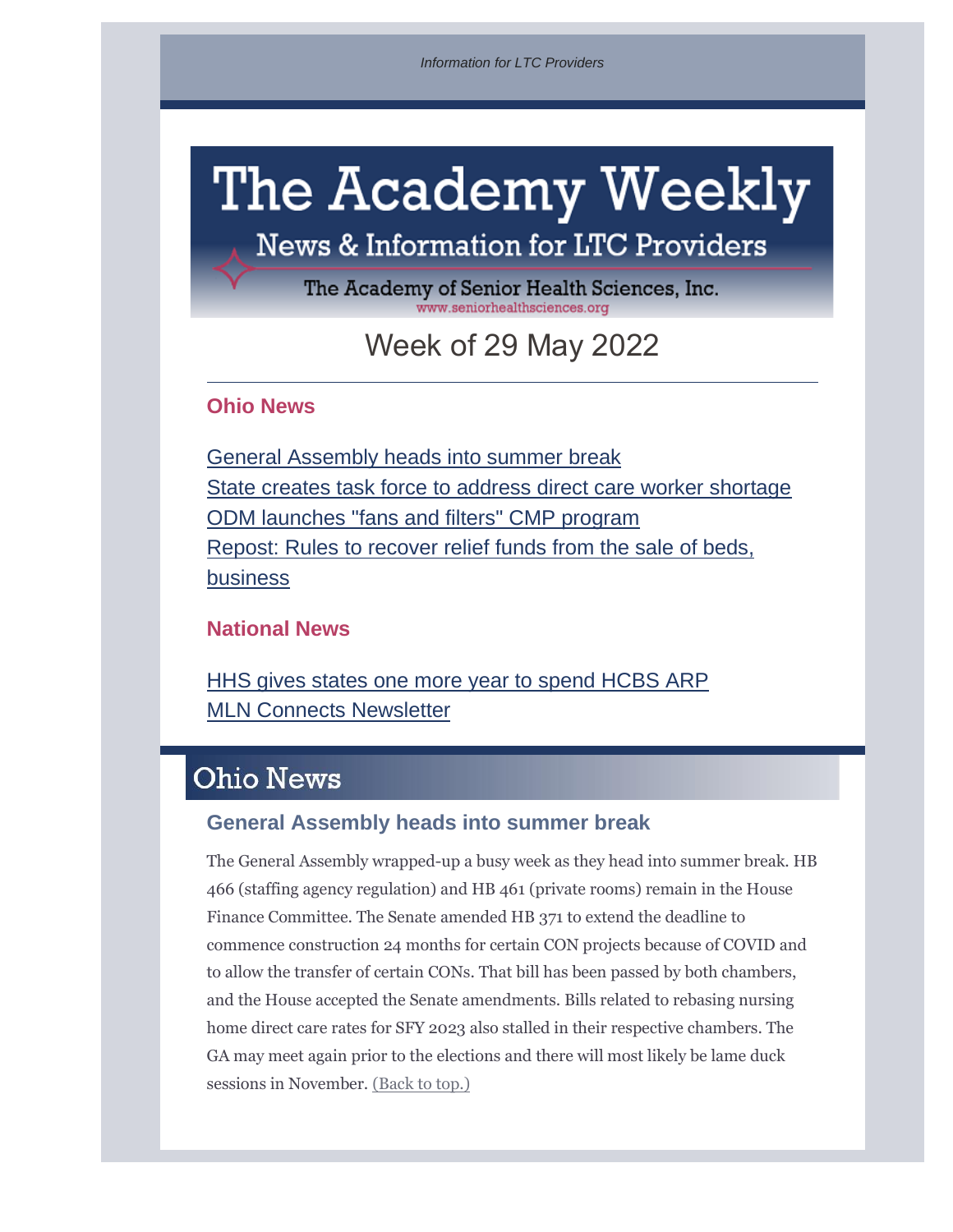*Information for LTC Providers*

# The Academy Weekly

News & Information for LTC Providers

The Academy of Senior Health Sciences, Inc.
www.seniorhealthsciences.org

## Week of 29 May 2022

---

### Ohio News

General Assembly heads into summer break
State creates task force to address direct care worker shortage
ODM launches "fans and filters" CMP program
Repost: Rules to recover relief funds from the sale of beds, business

### National News

HHS gives states one more year to spend HCBS ARP
MLN Connects Newsletter

## Ohio News

### General Assembly heads into summer break

The General Assembly wrapped-up a busy week as they head into summer break. HB 466 (staffing agency regulation) and HB 461 (private rooms) remain in the House Finance Committee. The Senate amended HB 371 to extend the deadline to commence construction 24 months for certain CON projects because of COVID and to allow the transfer of certain CONs. That bill has been passed by both chambers, and the House accepted the Senate amendments. Bills related to rebasing nursing home direct care rates for SFY 2023 also stalled in their respective chambers. The GA may meet again prior to the elections and there will most likely be lame duck sessions in November. (Back to top.)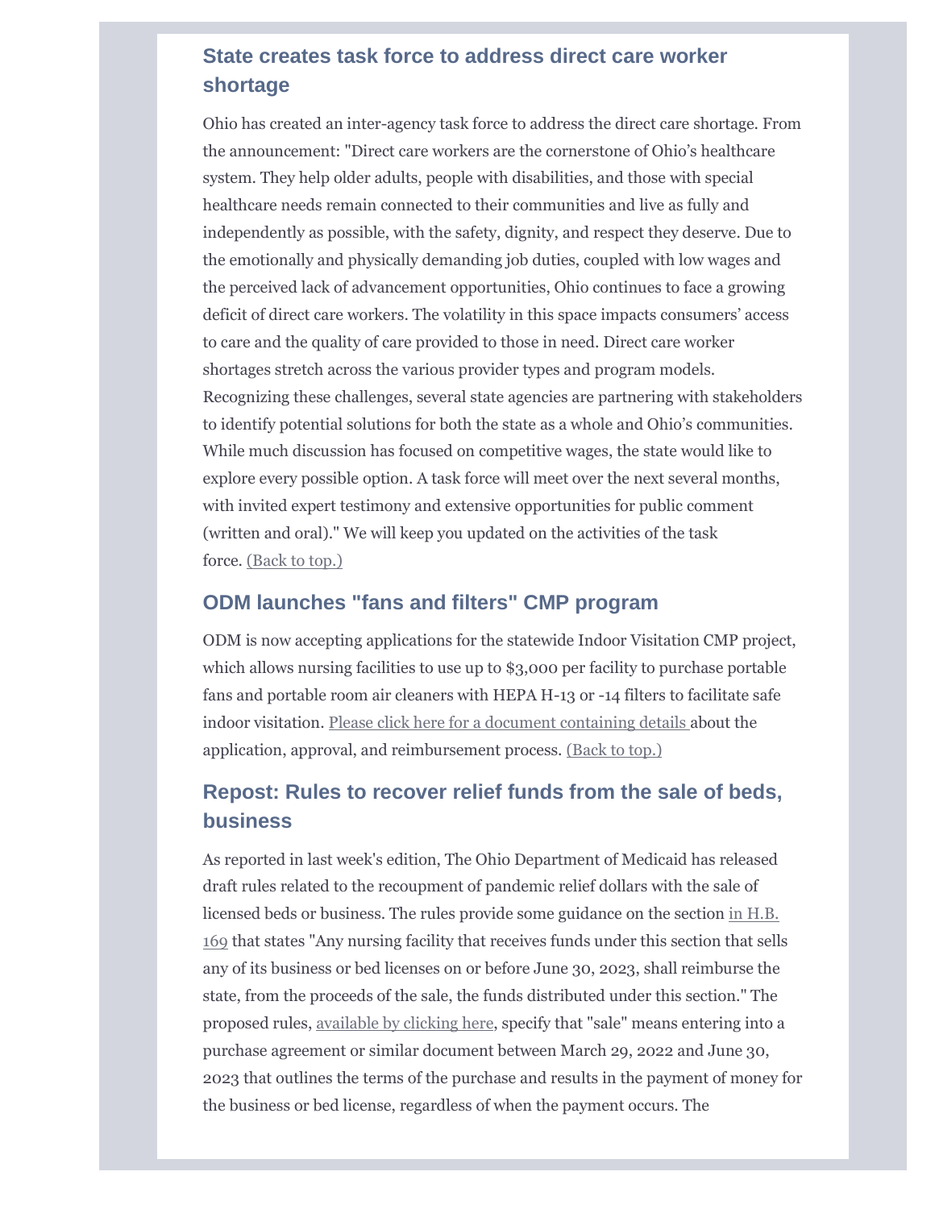## State creates task force to address direct care worker shortage

Ohio has created an inter-agency task force to address the direct care shortage. From the announcement: "Direct care workers are the cornerstone of Ohio's healthcare system. They help older adults, people with disabilities, and those with special healthcare needs remain connected to their communities and live as fully and independently as possible, with the safety, dignity, and respect they deserve. Due to the emotionally and physically demanding job duties, coupled with low wages and the perceived lack of advancement opportunities, Ohio continues to face a growing deficit of direct care workers. The volatility in this space impacts consumers' access to care and the quality of care provided to those in need. Direct care worker shortages stretch across the various provider types and program models. Recognizing these challenges, several state agencies are partnering with stakeholders to identify potential solutions for both the state as a whole and Ohio's communities. While much discussion has focused on competitive wages, the state would like to explore every possible option. A task force will meet over the next several months, with invited expert testimony and extensive opportunities for public comment (written and oral)." We will keep you updated on the activities of the task force. (Back to top.)

## ODM launches "fans and filters" CMP program

ODM is now accepting applications for the statewide Indoor Visitation CMP project, which allows nursing facilities to use up to $3,000 per facility to purchase portable fans and portable room air cleaners with HEPA H-13 or -14 filters to facilitate safe indoor visitation. Please click here for a document containing details about the application, approval, and reimbursement process. (Back to top.)

## Repost: Rules to recover relief funds from the sale of beds, business

As reported in last week's edition, The Ohio Department of Medicaid has released draft rules related to the recoupment of pandemic relief dollars with the sale of licensed beds or business. The rules provide some guidance on the section in H.B. 169 that states "Any nursing facility that receives funds under this section that sells any of its business or bed licenses on or before June 30, 2023, shall reimburse the state, from the proceeds of the sale, the funds distributed under this section." The proposed rules, available by clicking here, specify that "sale" means entering into a purchase agreement or similar document between March 29, 2022 and June 30, 2023 that outlines the terms of the purchase and results in the payment of money for the business or bed license, regardless of when the payment occurs. The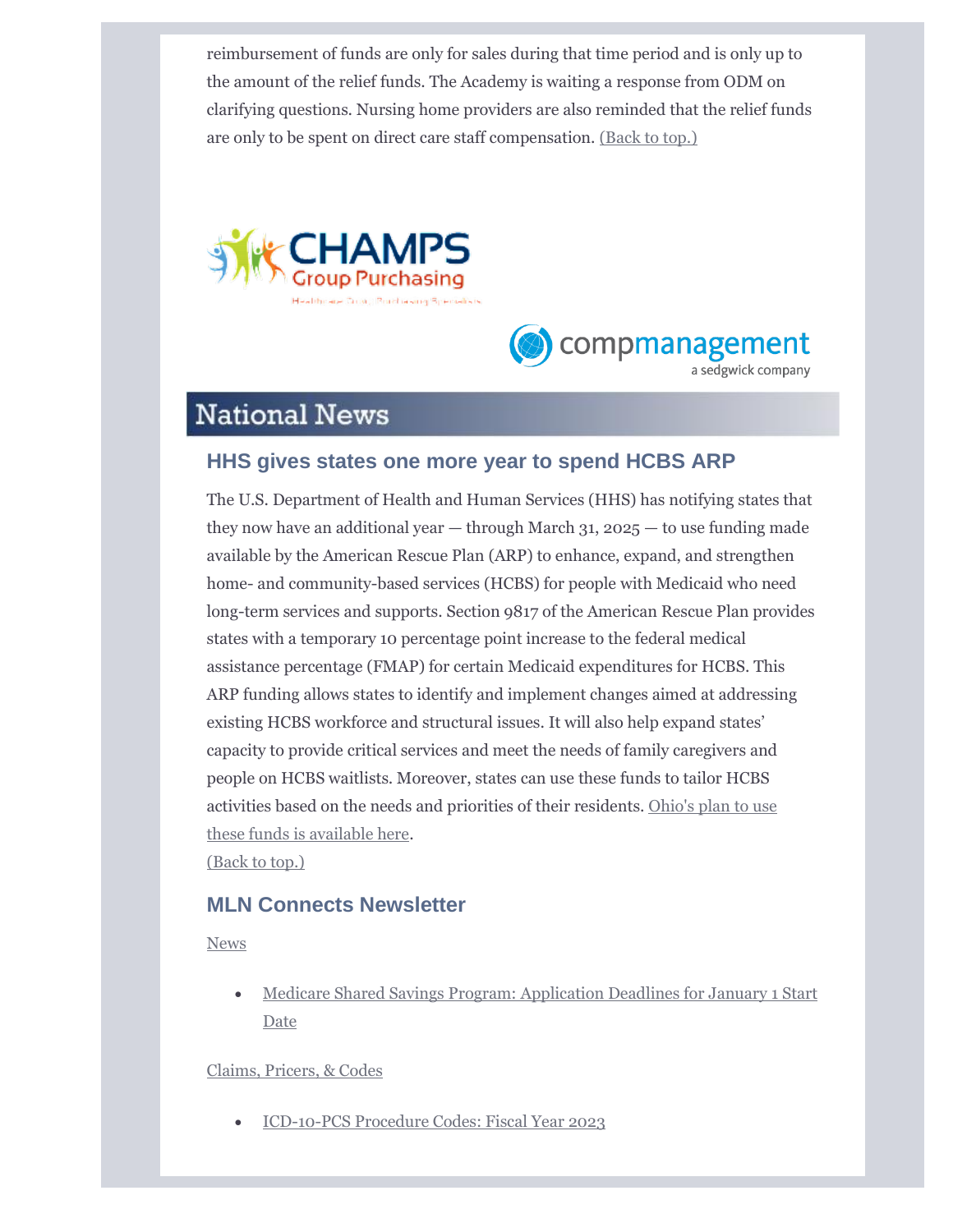reimbursement of funds are only for sales during that time period and is only up to the amount of the relief funds. The Academy is waiting a response from ODM on clarifying questions. Nursing home providers are also reminded that the relief funds are only to be spent on direct care staff compensation. (Back to top.)

## National News

### HHS gives states one more year to spend HCBS ARP

The U.S. Department of Health and Human Services (HHS) has notifying states that they now have an additional year — through March 31, 2025 — to use funding made available by the American Rescue Plan (ARP) to enhance, expand, and strengthen home- and community-based services (HCBS) for people with Medicaid who need long-term services and supports. Section 9817 of the American Rescue Plan provides states with a temporary 10 percentage point increase to the federal medical assistance percentage (FMAP) for certain Medicaid expenditures for HCBS. This ARP funding allows states to identify and implement changes aimed at addressing existing HCBS workforce and structural issues. It will also help expand states' capacity to provide critical services and meet the needs of family caregivers and people on HCBS waitlists. Moreover, states can use these funds to tailor HCBS activities based on the needs and priorities of their residents. Ohio's plan to use these funds is available here.
(Back to top.)

### MLN Connects Newsletter

News

- Medicare Shared Savings Program: Application Deadlines for January 1 Start Date

Claims, Pricers, & Codes

- ICD-10-PCS Procedure Codes: Fiscal Year 2023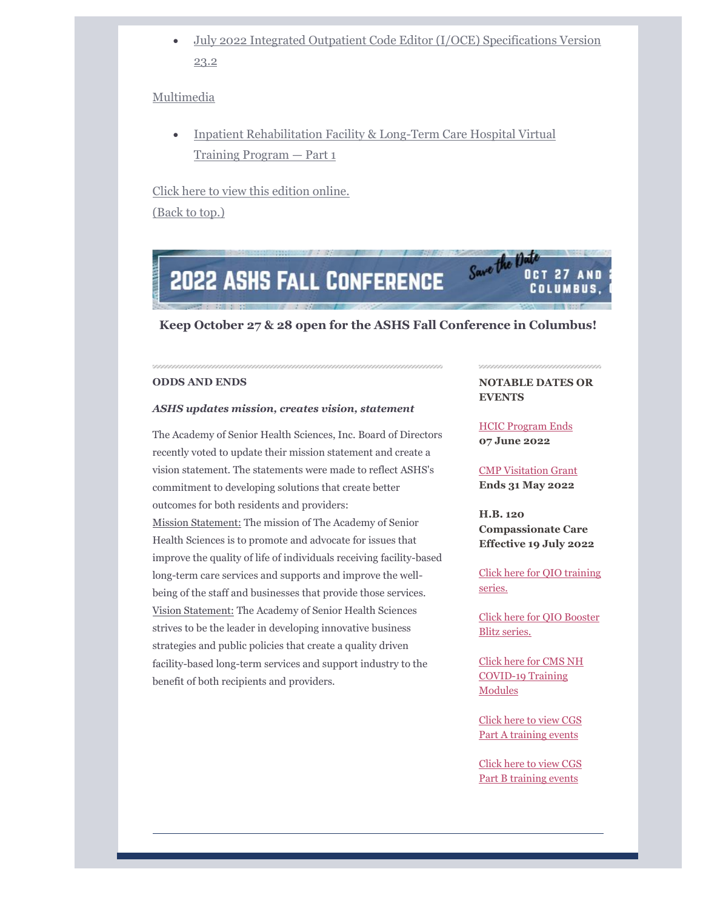- July 2022 Integrated Outpatient Code Editor (I/OCE) Specifications Version 23.2

Multimedia

- Inpatient Rehabilitation Facility & Long-Term Care Hospital Virtual Training Program — Part 1

Click here to view this edition online.

(Back to top.)

**Keep October 27 & 28 open for the ASHS Fall Conference in Columbus!**

**ODDS AND ENDS**

***ASHS updates mission, creates vision, statement***

The Academy of Senior Health Sciences, Inc. Board of Directors recently voted to update their mission statement and create a vision statement. The statements were made to reflect ASHS's commitment to developing solutions that create better outcomes for both residents and providers:

Mission Statement: The mission of The Academy of Senior Health Sciences is to promote and advocate for issues that improve the quality of life of individuals receiving facility-based long-term care services and supports and improve the well-being of the staff and businesses that provide those services.

Vision Statement: The Academy of Senior Health Sciences strives to be the leader in developing innovative business strategies and public policies that create a quality driven facility-based long-term services and support industry to the benefit of both recipients and providers.

**NOTABLE DATES OR EVENTS**

HCIC Program Ends
**07 June 2022**

CMP Visitation Grant
**Ends 31 May 2022**

**H.B. 120 Compassionate Care Effective 19 July 2022**

Click here for QIO training series.

Click here for QIO Booster Blitz series.

Click here for CMS NH COVID-19 Training Modules

Click here to view CGS Part A training events

Click here to view CGS Part B training events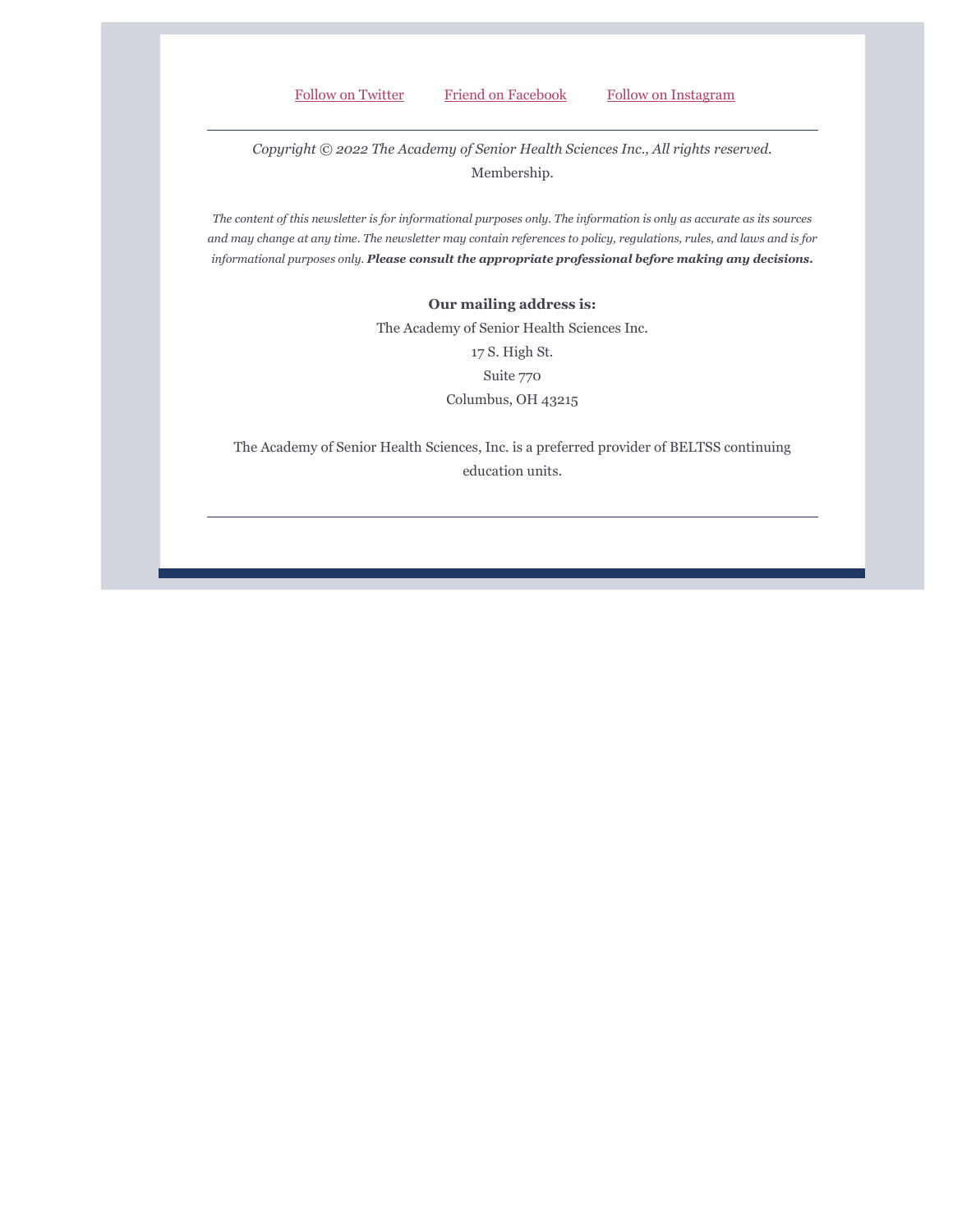Follow on Twitter    Friend on Facebook    Follow on Instagram

---

*Copyright © 2022 The Academy of Senior Health Sciences Inc., All rights reserved.*
Membership.

*The content of this newsletter is for informational purposes only. The information is only as accurate as its sources and may change at any time. The newsletter may contain references to policy, regulations, rules, and laws and is for informational purposes only.* ***Please consult the appropriate professional before making any decisions.***

**Our mailing address is:**
The Academy of Senior Health Sciences Inc.
17 S. High St.
Suite 770
Columbus, OH 43215

The Academy of Senior Health Sciences, Inc. is a preferred provider of BELTSS continuing education units.

---